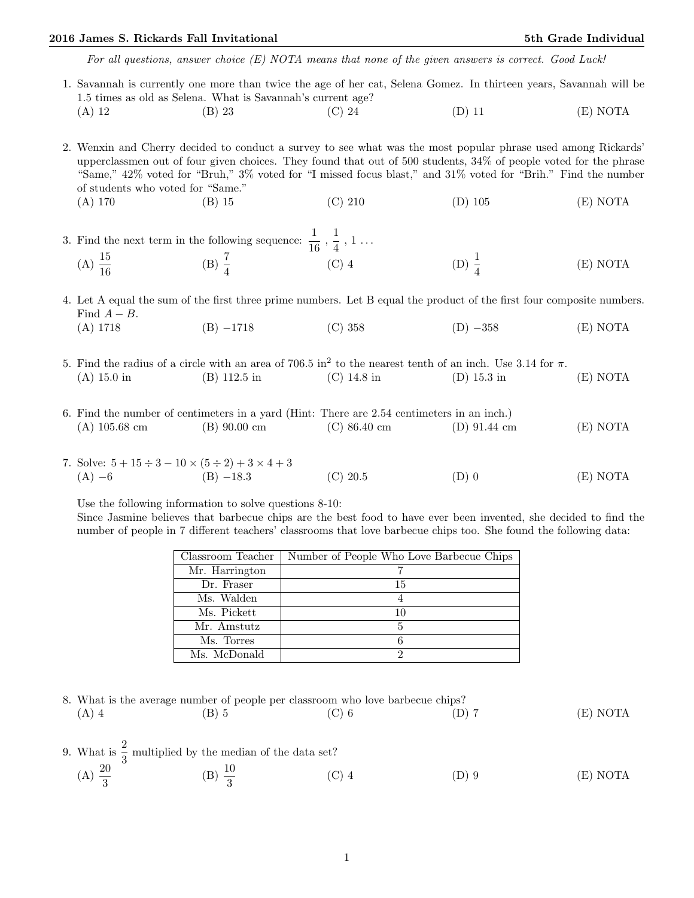*For all questions, answer choice (E) NOTA means that none of the given answers is correct. Good Luck!*

1. Savannah is currently one more than twice the age of her cat, Selena Gomez. In thirteen years, Savannah will be 1.5 times as old as Selena. What is Savannah's current age?
   (A) 12 (B) 23 (C) 24 (D) 11 (E) NOTA

2. Wenxin and Cherry decided to conduct a survey to see what was the most popular phrase used among Rickards' upperclassmen out of four given choices. They found that out of 500 students, 34% of people voted for the phrase "Same," 42% voted for "Bruh," 3% voted for "I missed focus blast," and 31% voted for "Brih." Find the number of students who voted for "Same."
   (A) 170 (B) 15 (C) 210 (D) 105 (E) NOTA

3. Find the next term in the following sequence: $\frac{1}{16}$ , $\frac{1}{4}$ , 1 . . .
   (A) $\frac{15}{16}$ (B) $\frac{7}{4}$ (C) 4 (D) $\frac{1}{4}$ (E) NOTA

4. Let A equal the sum of the first three prime numbers. Let B equal the product of the first four composite numbers. Find $A - B$.
   (A) 1718 (B) $-1718$ (C) 358 (D) $-358$ (E) NOTA

5. Find the radius of a circle with an area of 706.5 in$^2$ to the nearest tenth of an inch. Use 3.14 for $\pi$.
   (A) 15.0 in (B) 112.5 in (C) 14.8 in (D) 15.3 in (E) NOTA

6. Find the number of centimeters in a yard (Hint: There are 2.54 centimeters in an inch.)
   (A) 105.68 cm (B) 90.00 cm (C) 86.40 cm (D) 91.44 cm (E) NOTA

7. Solve: $5 + 15 \div 3 - 10 \times (5 \div 2) + 3 \times 4 + 3$
   (A) $-6$ (B) $-18.3$ (C) 20.5 (D) 0 (E) NOTA

Use the following information to solve questions 8-10:
Since Jasmine believes that barbecue chips are the best food to have ever been invented, she decided to find the number of people in 7 different teachers' classrooms that love barbecue chips too. She found the following data:

| Classroom Teacher | Number of People Who Love Barbecue Chips |
|---|---|
| Mr. Harrington | 7 |
| Dr. Fraser | 15 |
| Ms. Walden | 4 |
| Ms. Pickett | 10 |
| Mr. Amstutz | 5 |
| Ms. Torres | 6 |
| Ms. McDonald | 2 |

8. What is the average number of people per classroom who love barbecue chips?
   (A) 4 (B) 5 (C) 6 (D) 7 (E) NOTA

9. What is $\frac{2}{3}$ multiplied by the median of the data set?
   (A) $\frac{20}{3}$ (B) $\frac{10}{3}$ (C) 4 (D) 9 (E) NOTA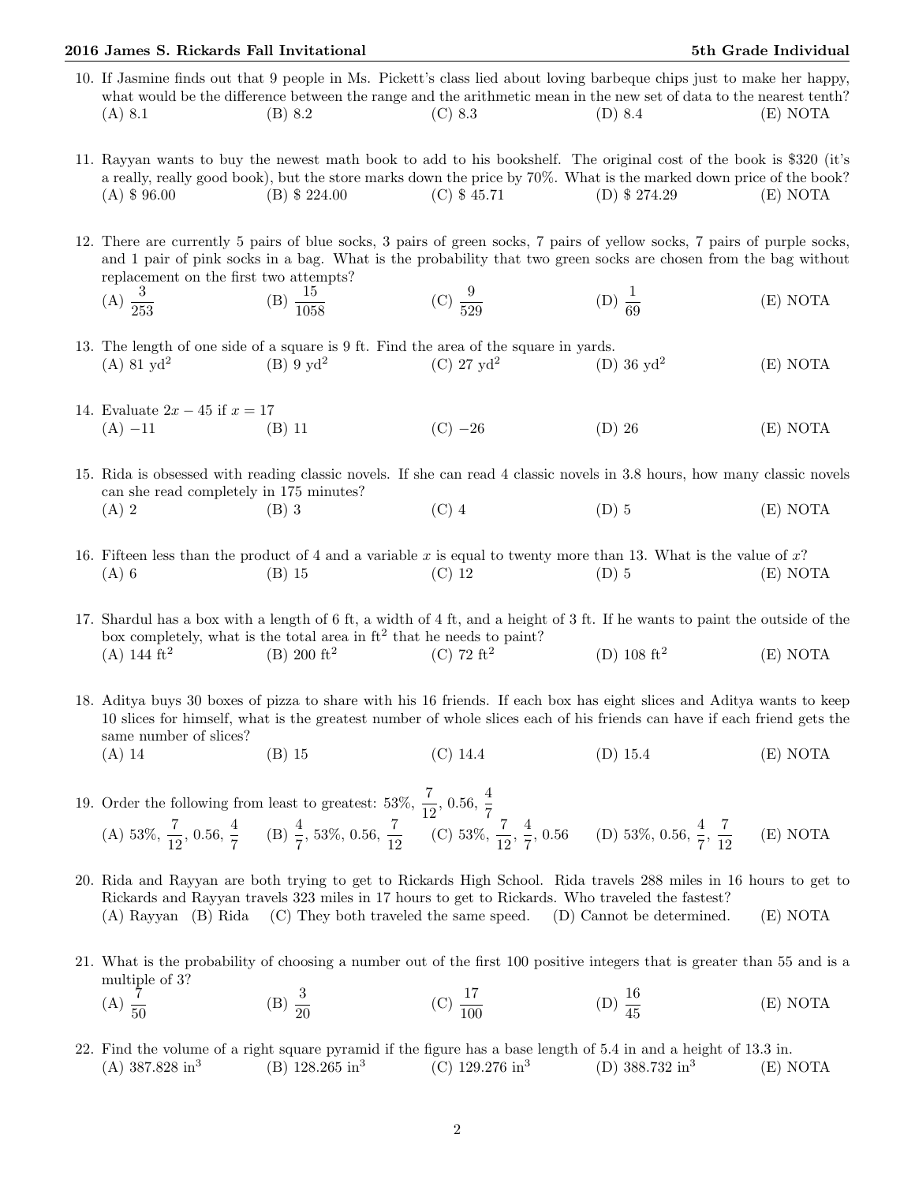10. If Jasmine finds out that 9 people in Ms. Pickett's class lied about loving barbeque chips just to make her happy, what would be the difference between the range and the arithmetic mean in the new set of data to the nearest tenth?
(A) 8.1 (B) 8.2 (C) 8.3 (D) 8.4 (E) NOTA

11. Rayyan wants to buy the newest math book to add to his bookshelf. The original cost of the book is \$320 (it's a really, really good book), but the store marks down the price by 70%. What is the marked down price of the book?
(A) \$ 96.00 (B) \$ 224.00 (C) \$ 45.71 (D) \$ 274.29 (E) NOTA

12. There are currently 5 pairs of blue socks, 3 pairs of green socks, 7 pairs of yellow socks, 7 pairs of purple socks, and 1 pair of pink socks in a bag. What is the probability that two green socks are chosen from the bag without replacement on the first two attempts?
(A) $\frac{3}{253}$ (B) $\frac{15}{1058}$ (C) $\frac{9}{529}$ (D) $\frac{1}{69}$ (E) NOTA

13. The length of one side of a square is 9 ft. Find the area of the square in yards.
(A) 81 $\text{yd}^2$ (B) 9 $\text{yd}^2$ (C) 27 $\text{yd}^2$ (D) 36 $\text{yd}^2$ (E) NOTA

14. Evaluate $2x - 45$ if $x = 17$
(A) $-11$ (B) 11 (C) $-26$ (D) 26 (E) NOTA

15. Rida is obsessed with reading classic novels. If she can read 4 classic novels in 3.8 hours, how many classic novels can she read completely in 175 minutes?
(A) 2 (B) 3 (C) 4 (D) 5 (E) NOTA

16. Fifteen less than the product of 4 and a variable $x$ is equal to twenty more than 13. What is the value of $x$?
(A) 6 (B) 15 (C) 12 (D) 5 (E) NOTA

17. Shardul has a box with a length of 6 ft, a width of 4 ft, and a height of 3 ft. If he wants to paint the outside of the box completely, what is the total area in $\text{ft}^2$ that he needs to paint?
(A) 144 $\text{ft}^2$ (B) 200 $\text{ft}^2$ (C) 72 $\text{ft}^2$ (D) 108 $\text{ft}^2$ (E) NOTA

18. Aditya buys 30 boxes of pizza to share with his 16 friends. If each box has eight slices and Aditya wants to keep 10 slices for himself, what is the greatest number of whole slices each of his friends can have if each friend gets the same number of slices?
(A) 14 (B) 15 (C) 14.4 (D) 15.4 (E) NOTA

19. Order the following from least to greatest: 53%, $\frac{7}{12}$, 0.56, $\frac{4}{7}$
(A) 53%, $\frac{7}{12}$, 0.56, $\frac{4}{7}$ (B) $\frac{4}{7}$, 53%, 0.56, $\frac{7}{12}$ (C) 53%, $\frac{7}{12}$, $\frac{4}{7}$, 0.56 (D) 53%, 0.56, $\frac{4}{7}$, $\frac{7}{12}$ (E) NOTA

20. Rida and Rayyan are both trying to get to Rickards High School. Rida travels 288 miles in 16 hours to get to Rickards and Rayyan travels 323 miles in 17 hours to get to Rickards. Who traveled the fastest?
(A) Rayyan (B) Rida (C) They both traveled the same speed. (D) Cannot be determined. (E) NOTA

21. What is the probability of choosing a number out of the first 100 positive integers that is greater than 55 and is a multiple of 3?
(A) $\frac{7}{50}$ (B) $\frac{3}{20}$ (C) $\frac{17}{100}$ (D) $\frac{16}{45}$ (E) NOTA

22. Find the volume of a right square pyramid if the figure has a base length of 5.4 in and a height of 13.3 in.
(A) 387.828 $\text{in}^3$ (B) 128.265 $\text{in}^3$ (C) 129.276 $\text{in}^3$ (D) 388.732 $\text{in}^3$ (E) NOTA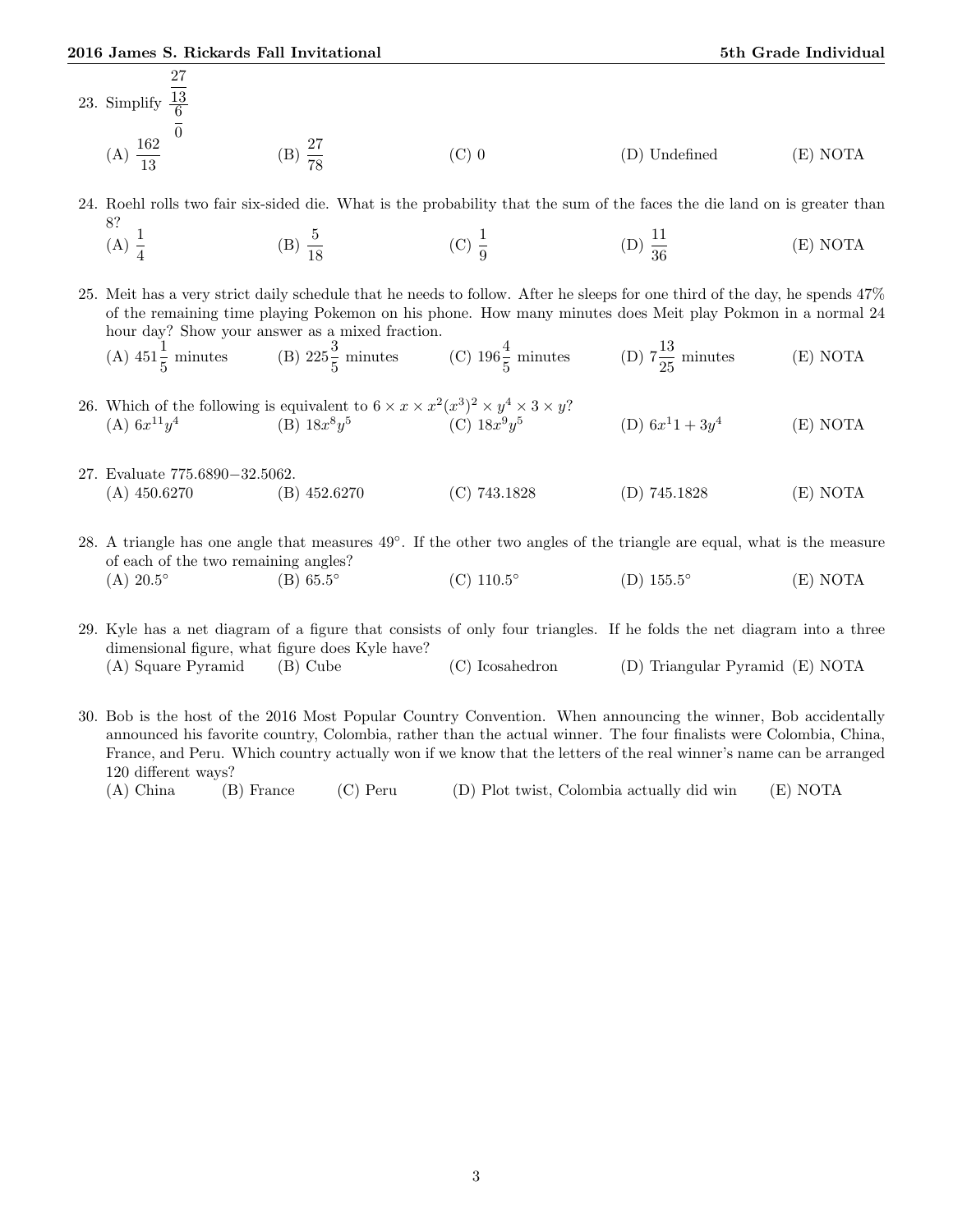23. Simplify $\frac{\frac{27}{13}}{\frac{6}{0}}$

(A) $\frac{162}{13}$ (B) $\frac{27}{78}$ (C) 0 (D) Undefined (E) NOTA

24. Roehl rolls two fair six-sided die. What is the probability that the sum of the faces the die land on is greater than 8?

(A) $\frac{1}{4}$ (B) $\frac{5}{18}$ (C) $\frac{1}{9}$ (D) $\frac{11}{36}$ (E) NOTA

25. Meit has a very strict daily schedule that he needs to follow. After he sleeps for one third of the day, he spends 47% of the remaining time playing Pokemon on his phone. How many minutes does Meit play Pokmon in a normal 24 hour day? Show your answer as a mixed fraction.

(A) $451\frac{1}{5}$ minutes (B) $225\frac{3}{5}$ minutes (C) $196\frac{4}{5}$ minutes (D) $7\frac{13}{25}$ minutes (E) NOTA

26. Which of the following is equivalent to $6 \times x \times x^2(x^3)^2 \times y^4 \times 3 \times y$?

(A) $6x^{11}y^4$ (B) $18x^8y^5$ (C) $18x^9y^5$ (D) $6x^11 + 3y^4$ (E) NOTA

27. Evaluate 775.6890−32.5062.

(A) 450.6270 (B) 452.6270 (C) 743.1828 (D) 745.1828 (E) NOTA

28. A triangle has one angle that measures 49°. If the other two angles of the triangle are equal, what is the measure of each of the two remaining angles?

(A) 20.5° (B) 65.5° (C) 110.5° (D) 155.5° (E) NOTA

29. Kyle has a net diagram of a figure that consists of only four triangles. If he folds the net diagram into a three dimensional figure, what figure does Kyle have?

(A) Square Pyramid (B) Cube (C) Icosahedron (D) Triangular Pyramid (E) NOTA

30. Bob is the host of the 2016 Most Popular Country Convention. When announcing the winner, Bob accidentally announced his favorite country, Colombia, rather than the actual winner. The four finalists were Colombia, China, France, and Peru. Which country actually won if we know that the letters of the real winner's name can be arranged 120 different ways?

(A) China (B) France (C) Peru (D) Plot twist, Colombia actually did win (E) NOTA